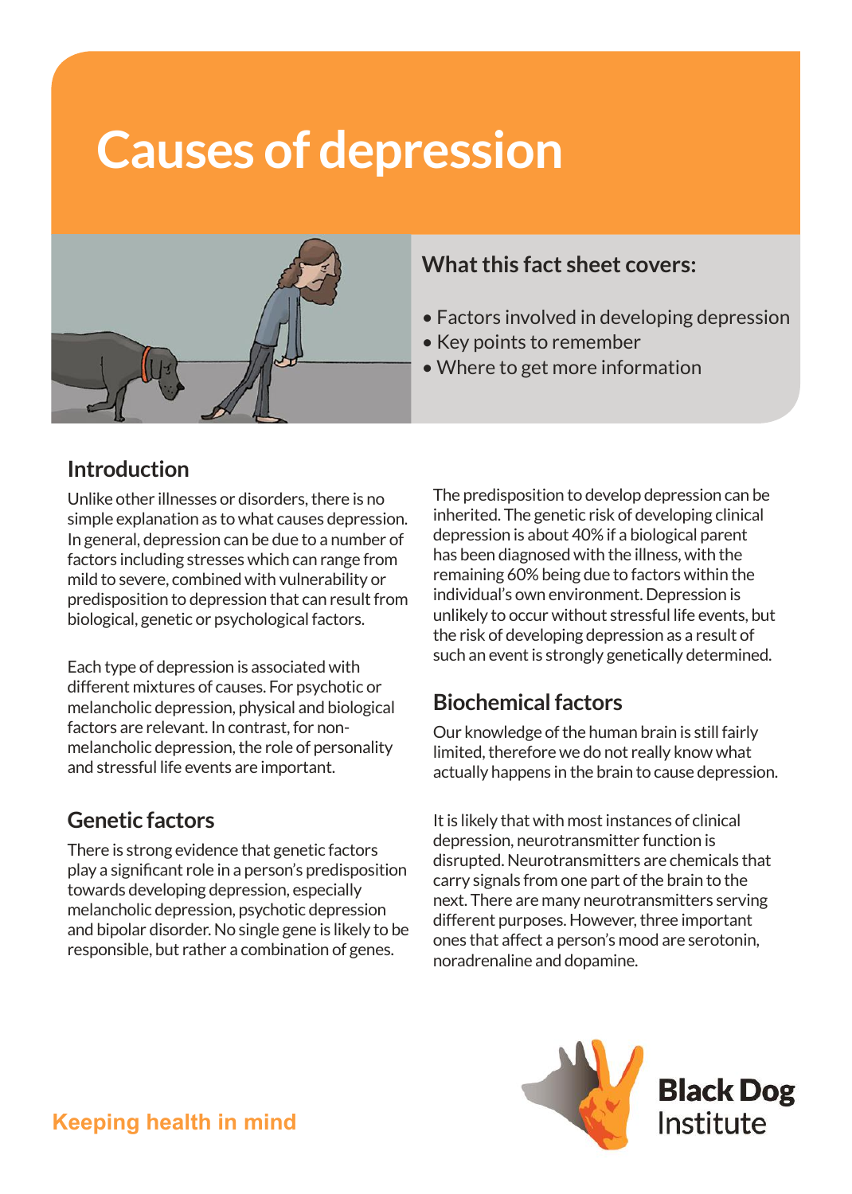# Causes of depression

## What this fact sheet covers:

- Factors involved in developing depression
- Key points to remember
- Where to get more information

## Introduction

Unlike other illnesses or disorders, there is no simple explanation as to what causes depression. In general, depression can be due to a number of factors including stresses which can range from mild to severe, combined with vulnerability or predisposition to depression that can result from biological, genetic or psychological factors.

Each type of depression is associated with different mixtures of causes. For psychotic or melancholic depression, physical and biological factors are relevant. In contrast, for non-melancholic depression, the role of personality and stressful life events are important.

## Genetic factors

There is strong evidence that genetic factors play a significant role in a person's predisposition towards developing depression, especially melancholic depression, psychotic depression and bipolar disorder. No single gene is likely to be responsible, but rather a combination of genes.

The predisposition to develop depression can be inherited. The genetic risk of developing clinical depression is about 40% if a biological parent has been diagnosed with the illness, with the remaining 60% being due to factors within the individual's own environment. Depression is unlikely to occur without stressful life events, but the risk of developing depression as a result of such an event is strongly genetically determined.

## Biochemical factors

Our knowledge of the human brain is still fairly limited, therefore we do not really know what actually happens in the brain to cause depression.

It is likely that with most instances of clinical depression, neurotransmitter function is disrupted. Neurotransmitters are chemicals that carry signals from one part of the brain to the next. There are many neurotransmitters serving different purposes. However, three important ones that affect a person's mood are serotonin, noradrenaline and dopamine.

Keeping health in mind

Black Dog Institute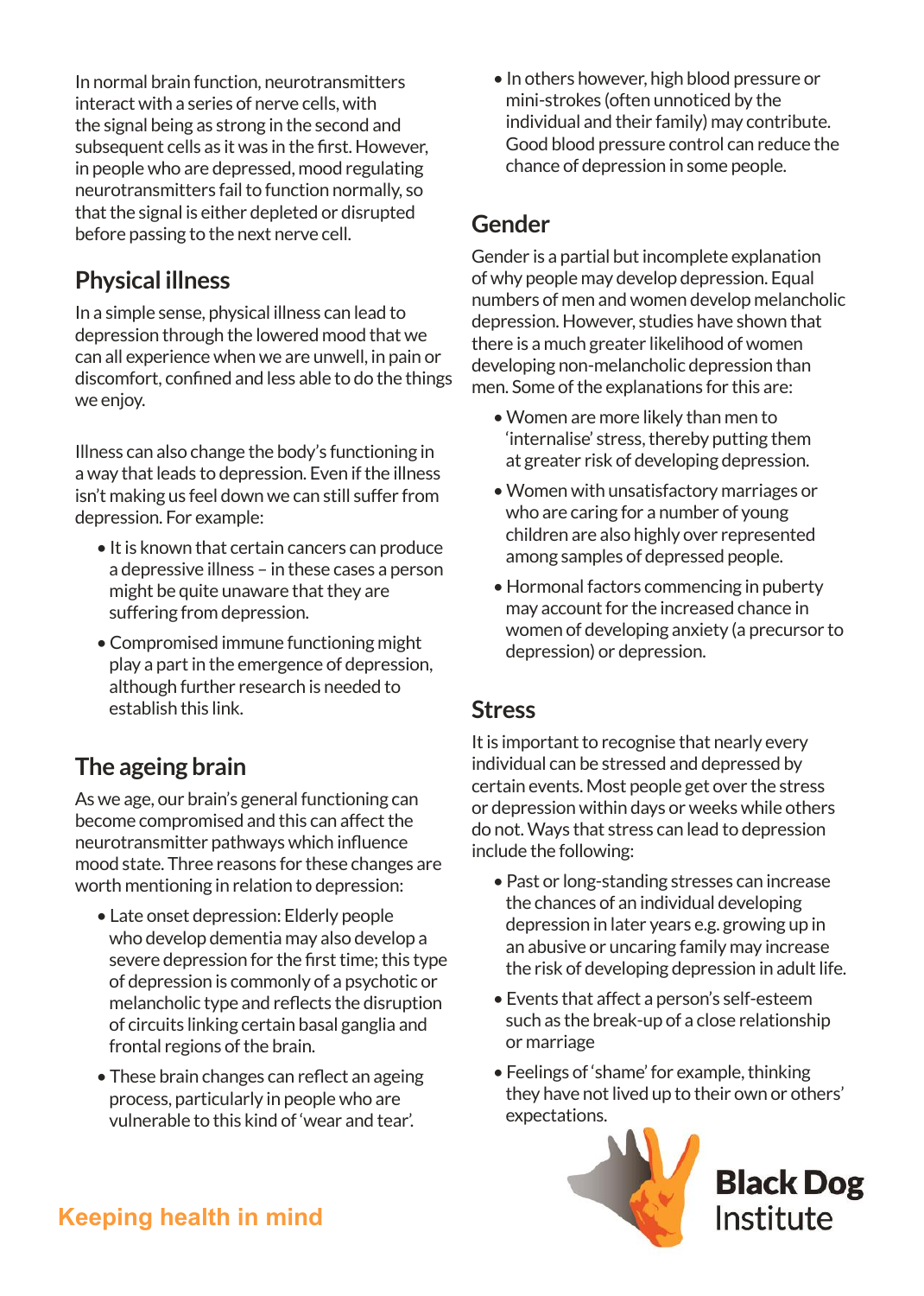In normal brain function, neurotransmitters interact with a series of nerve cells, with the signal being as strong in the second and subsequent cells as it was in the first. However, in people who are depressed, mood regulating neurotransmitters fail to function normally, so that the signal is either depleted or disrupted before passing to the next nerve cell.

## Physical illness

In a simple sense, physical illness can lead to depression through the lowered mood that we can all experience when we are unwell, in pain or discomfort, confined and less able to do the things we enjoy.

Illness can also change the body's functioning in a way that leads to depression. Even if the illness isn't making us feel down we can still suffer from depression. For example:

- It is known that certain cancers can produce a depressive illness – in these cases a person might be quite unaware that they are suffering from depression.
- Compromised immune functioning might play a part in the emergence of depression, although further research is needed to establish this link.

## The ageing brain

As we age, our brain's general functioning can become compromised and this can affect the neurotransmitter pathways which influence mood state. Three reasons for these changes are worth mentioning in relation to depression:

- Late onset depression: Elderly people who develop dementia may also develop a severe depression for the first time; this type of depression is commonly of a psychotic or melancholic type and reflects the disruption of circuits linking certain basal ganglia and frontal regions of the brain.
- These brain changes can reflect an ageing process, particularly in people who are vulnerable to this kind of 'wear and tear'.
- In others however, high blood pressure or mini-strokes (often unnoticed by the individual and their family) may contribute. Good blood pressure control can reduce the chance of depression in some people.

## Gender

Gender is a partial but incomplete explanation of why people may develop depression. Equal numbers of men and women develop melancholic depression. However, studies have shown that there is a much greater likelihood of women developing non-melancholic depression than men. Some of the explanations for this are:

- Women are more likely than men to 'internalise' stress, thereby putting them at greater risk of developing depression.
- Women with unsatisfactory marriages or who are caring for a number of young children are also highly over represented among samples of depressed people.
- Hormonal factors commencing in puberty may account for the increased chance in women of developing anxiety (a precursor to depression) or depression.

## Stress

It is important to recognise that nearly every individual can be stressed and depressed by certain events. Most people get over the stress or depression within days or weeks while others do not. Ways that stress can lead to depression include the following:

- Past or long-standing stresses can increase the chances of an individual developing depression in later years e.g. growing up in an abusive or uncaring family may increase the risk of developing depression in adult life.
- Events that affect a person's self-esteem such as the break-up of a close relationship or marriage
- Feelings of 'shame' for example, thinking they have not lived up to their own or others' expectations.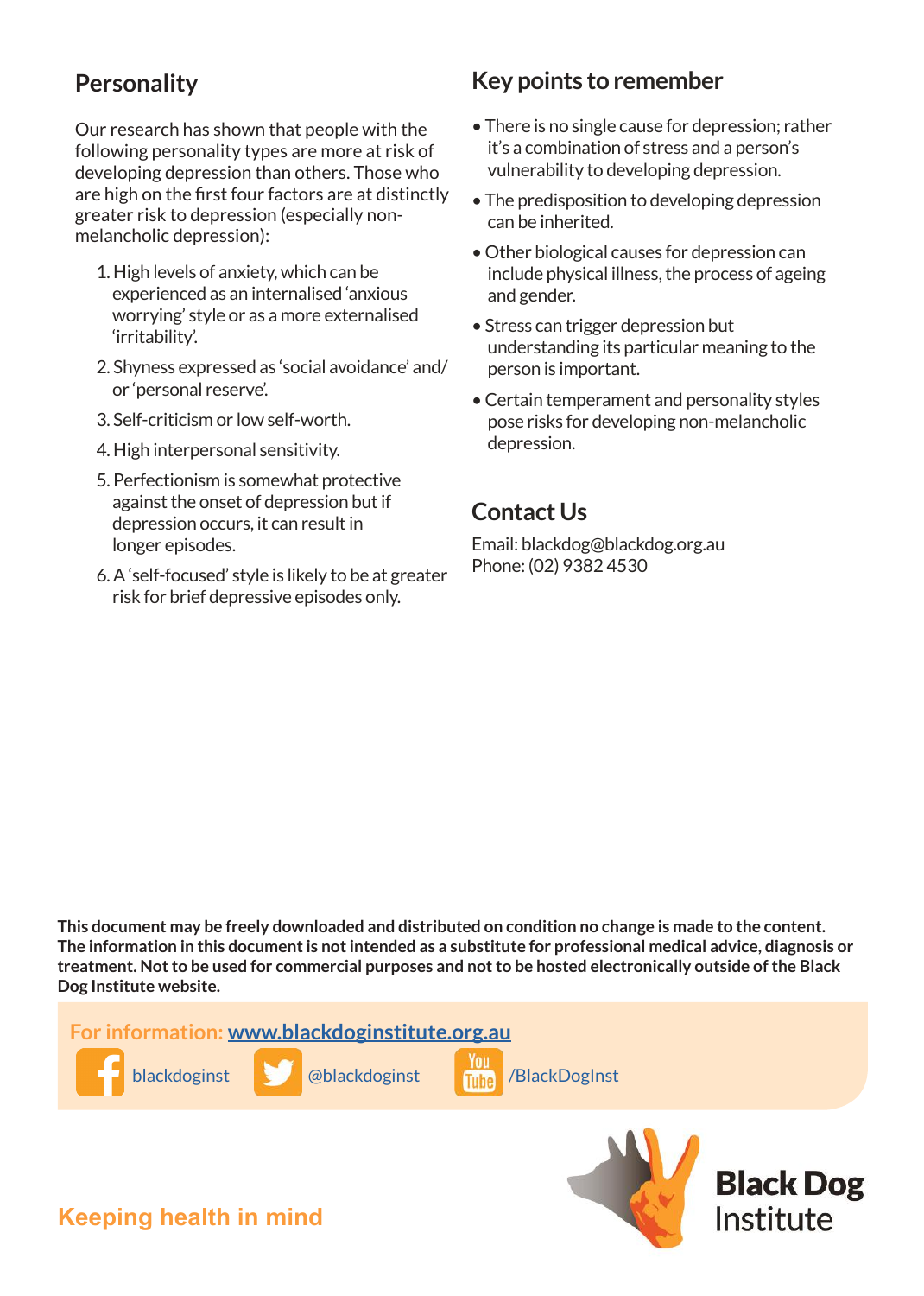## Personality

Our research has shown that people with the following personality types are more at risk of developing depression than others. Those who are high on the first four factors are at distinctly greater risk to depression (especially non-melancholic depression):

1. High levels of anxiety, which can be experienced as an internalised 'anxious worrying' style or as a more externalised 'irritability'.
2. Shyness expressed as 'social avoidance' and/or 'personal reserve'.
3. Self-criticism or low self-worth.
4. High interpersonal sensitivity.
5. Perfectionism is somewhat protective against the onset of depression but if depression occurs, it can result in longer episodes.
6. A 'self-focused' style is likely to be at greater risk for brief depressive episodes only.

## Key points to remember

- There is no single cause for depression; rather it's a combination of stress and a person's vulnerability to developing depression.
- The predisposition to developing depression can be inherited.
- Other biological causes for depression can include physical illness, the process of ageing and gender.
- Stress can trigger depression but understanding its particular meaning to the person is important.
- Certain temperament and personality styles pose risks for developing non-melancholic depression.

## Contact Us

Email: blackdog@blackdog.org.au
Phone: (02) 9382 4530

**This document may be freely downloaded and distributed on condition no change is made to the content. The information in this document is not intended as a substitute for professional medical advice, diagnosis or treatment. Not to be used for commercial purposes and not to be hosted electronically outside of the Black Dog Institute website.**

For information: www.blackdoginstitute.org.au

blackdoginst @blackdoginst /BlackDogInst

Keeping health in mind

Black Dog Institute